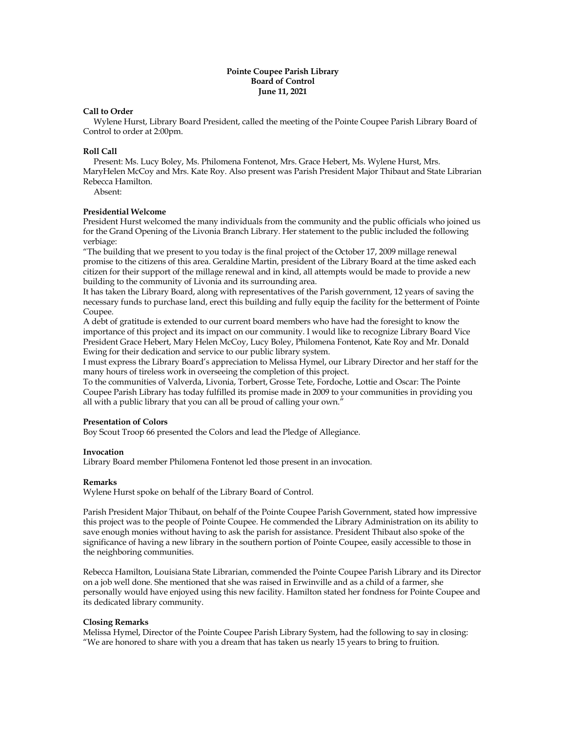**Pointe Coupee Parish Library**
**Board of Control**
**June 11, 2021**

**Call to Order**

Wylene Hurst, Library Board President, called the meeting of the Pointe Coupee Parish Library Board of Control to order at 2:00pm.

**Roll Call**

Present: Ms. Lucy Boley, Ms. Philomena Fontenot, Mrs. Grace Hebert, Ms. Wylene Hurst, Mrs. MaryHelen McCoy and Mrs. Kate Roy. Also present was Parish President Major Thibaut and State Librarian Rebecca Hamilton.

Absent:

**Presidential Welcome**

President Hurst welcomed the many individuals from the community and the public officials who joined us for the Grand Opening of the Livonia Branch Library. Her statement to the public included the following verbiage:

"The building that we present to you today is the final project of the October 17, 2009 millage renewal promise to the citizens of this area. Geraldine Martin, president of the Library Board at the time asked each citizen for their support of the millage renewal and in kind, all attempts would be made to provide a new building to the community of Livonia and its surrounding area.

It has taken the Library Board, along with representatives of the Parish government, 12 years of saving the necessary funds to purchase land, erect this building and fully equip the facility for the betterment of Pointe Coupee.

A debt of gratitude is extended to our current board members who have had the foresight to know the importance of this project and its impact on our community. I would like to recognize Library Board Vice President Grace Hebert, Mary Helen McCoy, Lucy Boley, Philomena Fontenot, Kate Roy and Mr. Donald Ewing for their dedication and service to our public library system.

I must express the Library Board's appreciation to Melissa Hymel, our Library Director and her staff for the many hours of tireless work in overseeing the completion of this project.

To the communities of Valverda, Livonia, Torbert, Grosse Tete, Fordoche, Lottie and Oscar: The Pointe Coupee Parish Library has today fulfilled its promise made in 2009 to your communities in providing you all with a public library that you can all be proud of calling your own."

**Presentation of Colors**

Boy Scout Troop 66 presented the Colors and lead the Pledge of Allegiance.

**Invocation**

Library Board member Philomena Fontenot led those present in an invocation.

**Remarks**

Wylene Hurst spoke on behalf of the Library Board of Control.

Parish President Major Thibaut, on behalf of the Pointe Coupee Parish Government, stated how impressive this project was to the people of Pointe Coupee. He commended the Library Administration on its ability to save enough monies without having to ask the parish for assistance. President Thibaut also spoke of the significance of having a new library in the southern portion of Pointe Coupee, easily accessible to those in the neighboring communities.

Rebecca Hamilton, Louisiana State Librarian, commended the Pointe Coupee Parish Library and its Director on a job well done. She mentioned that she was raised in Erwinville and as a child of a farmer, she personally would have enjoyed using this new facility. Hamilton stated her fondness for Pointe Coupee and its dedicated library community.

**Closing Remarks**

Melissa Hymel, Director of the Pointe Coupee Parish Library System, had the following to say in closing:

"We are honored to share with you a dream that has taken us nearly 15 years to bring to fruition.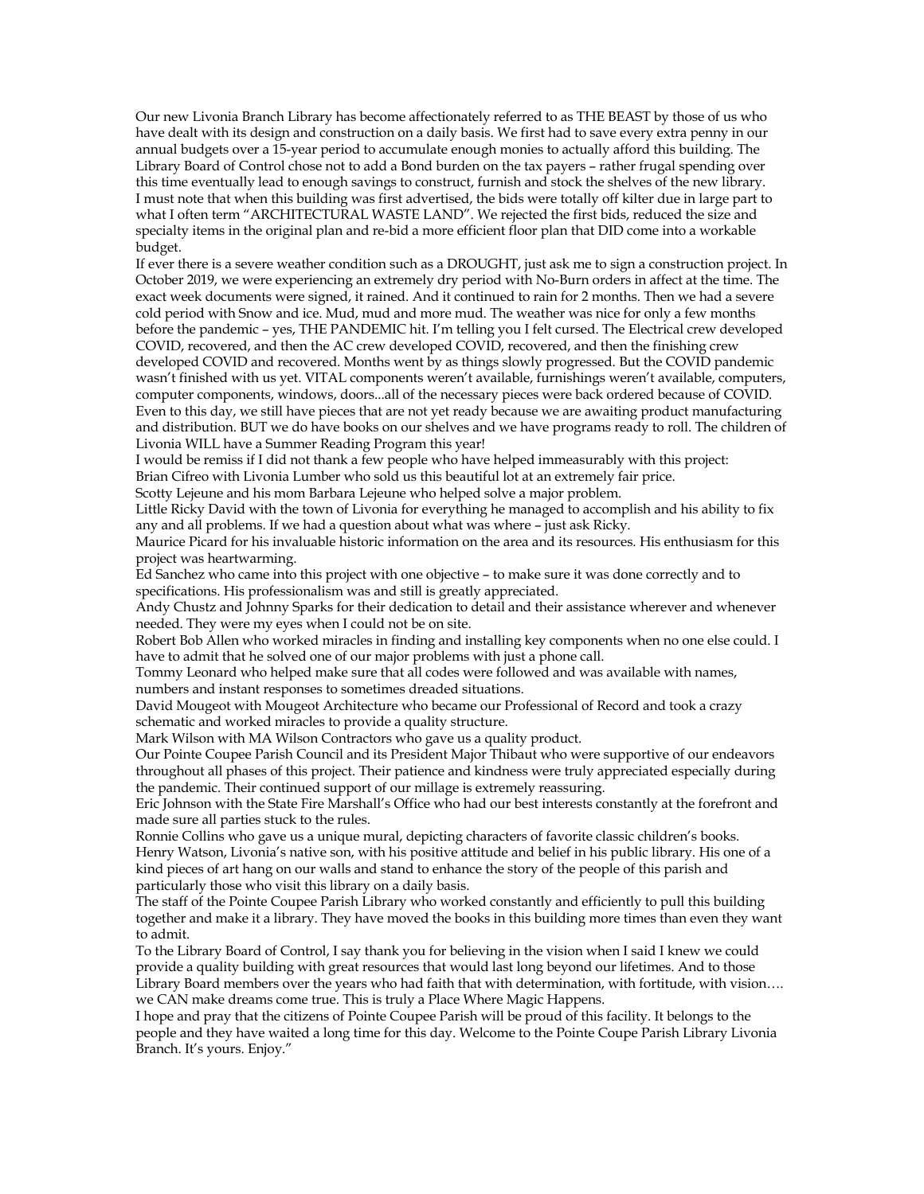Our new Livonia Branch Library has become affectionately referred to as THE BEAST by those of us who have dealt with its design and construction on a daily basis. We first had to save every extra penny in our annual budgets over a 15-year period to accumulate enough monies to actually afford this building. The Library Board of Control chose not to add a Bond burden on the tax payers – rather frugal spending over this time eventually lead to enough savings to construct, furnish and stock the shelves of the new library.

I must note that when this building was first advertised, the bids were totally off kilter due in large part to what I often term "ARCHITECTURAL WASTE LAND". We rejected the first bids, reduced the size and specialty items in the original plan and re-bid a more efficient floor plan that DID come into a workable budget.

If ever there is a severe weather condition such as a DROUGHT, just ask me to sign a construction project. In October 2019, we were experiencing an extremely dry period with No-Burn orders in affect at the time. The exact week documents were signed, it rained. And it continued to rain for 2 months. Then we had a severe cold period with Snow and ice. Mud, mud and more mud. The weather was nice for only a few months before the pandemic – yes, THE PANDEMIC hit. I'm telling you I felt cursed. The Electrical crew developed COVID, recovered, and then the AC crew developed COVID, recovered, and then the finishing crew developed COVID and recovered. Months went by as things slowly progressed. But the COVID pandemic wasn't finished with us yet. VITAL components weren't available, furnishings weren't available, computers, computer components, windows, doors...all of the necessary pieces were back ordered because of COVID. Even to this day, we still have pieces that are not yet ready because we are awaiting product manufacturing and distribution. BUT we do have books on our shelves and we have programs ready to roll. The children of Livonia WILL have a Summer Reading Program this year!

I would be remiss if I did not thank a few people who have helped immeasurably with this project:

Brian Cifreo with Livonia Lumber who sold us this beautiful lot at an extremely fair price.

Scotty Lejeune and his mom Barbara Lejeune who helped solve a major problem.

Little Ricky David with the town of Livonia for everything he managed to accomplish and his ability to fix any and all problems. If we had a question about what was where – just ask Ricky.

Maurice Picard for his invaluable historic information on the area and its resources. His enthusiasm for this project was heartwarming.

Ed Sanchez who came into this project with one objective – to make sure it was done correctly and to specifications. His professionalism was and still is greatly appreciated.

Andy Chustz and Johnny Sparks for their dedication to detail and their assistance wherever and whenever needed. They were my eyes when I could not be on site.

Robert Bob Allen who worked miracles in finding and installing key components when no one else could. I have to admit that he solved one of our major problems with just a phone call.

Tommy Leonard who helped make sure that all codes were followed and was available with names, numbers and instant responses to sometimes dreaded situations.

David Mougeot with Mougeot Architecture who became our Professional of Record and took a crazy schematic and worked miracles to provide a quality structure.

Mark Wilson with MA Wilson Contractors who gave us a quality product.

Our Pointe Coupee Parish Council and its President Major Thibaut who were supportive of our endeavors throughout all phases of this project. Their patience and kindness were truly appreciated especially during the pandemic. Their continued support of our millage is extremely reassuring.

Eric Johnson with the State Fire Marshall's Office who had our best interests constantly at the forefront and made sure all parties stuck to the rules.

Ronnie Collins who gave us a unique mural, depicting characters of favorite classic children's books.

Henry Watson, Livonia's native son, with his positive attitude and belief in his public library. His one of a kind pieces of art hang on our walls and stand to enhance the story of the people of this parish and particularly those who visit this library on a daily basis.

The staff of the Pointe Coupee Parish Library who worked constantly and efficiently to pull this building together and make it a library. They have moved the books in this building more times than even they want to admit.

To the Library Board of Control, I say thank you for believing in the vision when I said I knew we could provide a quality building with great resources that would last long beyond our lifetimes. And to those Library Board members over the years who had faith that with determination, with fortitude, with vision…. we CAN make dreams come true. This is truly a Place Where Magic Happens.

I hope and pray that the citizens of Pointe Coupee Parish will be proud of this facility. It belongs to the people and they have waited a long time for this day. Welcome to the Pointe Coupe Parish Library Livonia Branch. It's yours. Enjoy."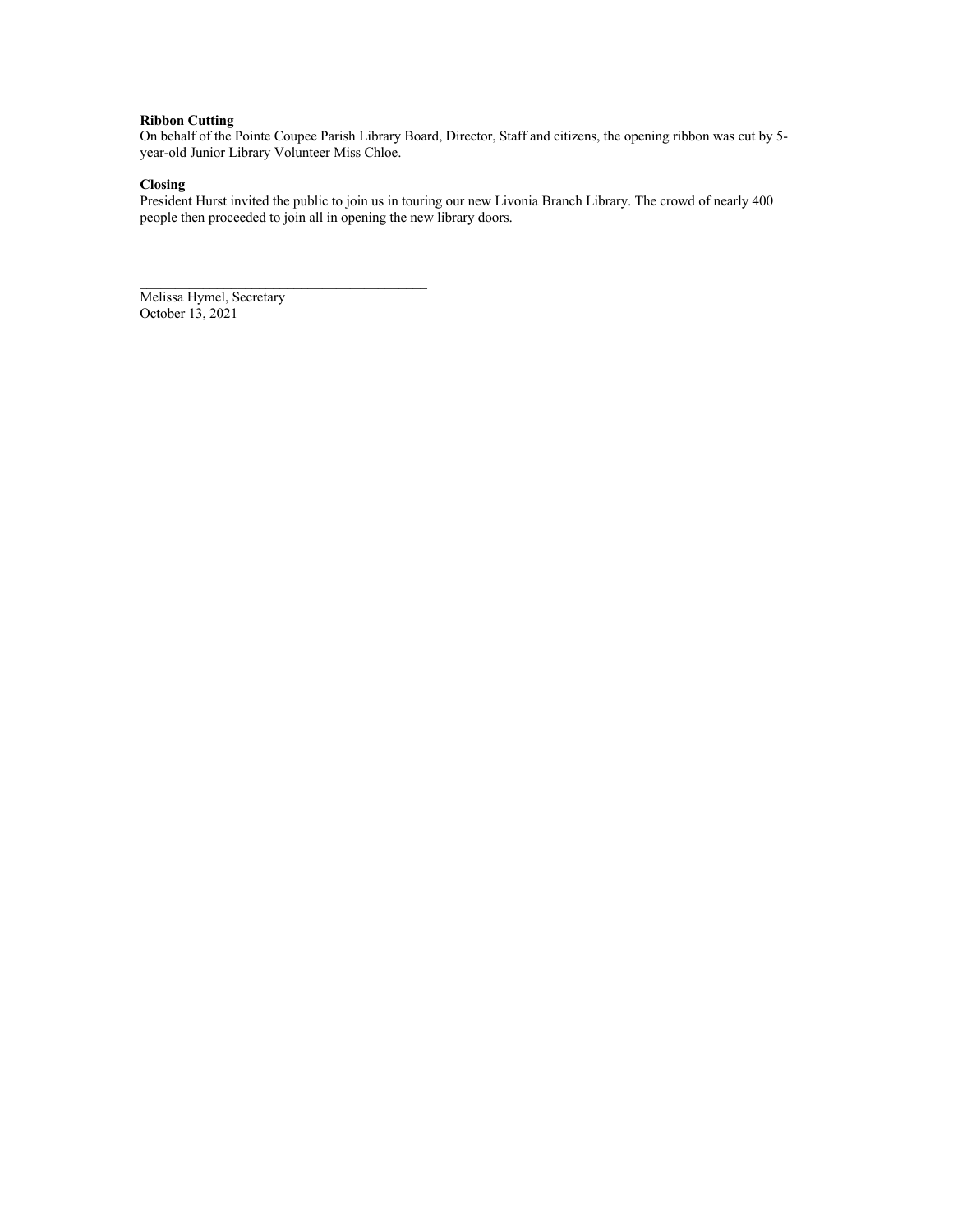**Ribbon Cutting**
On behalf of the Pointe Coupee Parish Library Board, Director, Staff and citizens, the opening ribbon was cut by 5-year-old Junior Library Volunteer Miss Chloe.

**Closing**
President Hurst invited the public to join us in touring our new Livonia Branch Library. The crowd of nearly 400 people then proceeded to join all in opening the new library doors.

\_\_\_\_\_\_\_\_\_\_\_\_\_\_\_\_\_\_\_\_\_\_\_\_\_\_\_\_\_\_\_\_\_\_\_\_\_\_\_\_
Melissa Hymel, Secretary
October 13, 2021